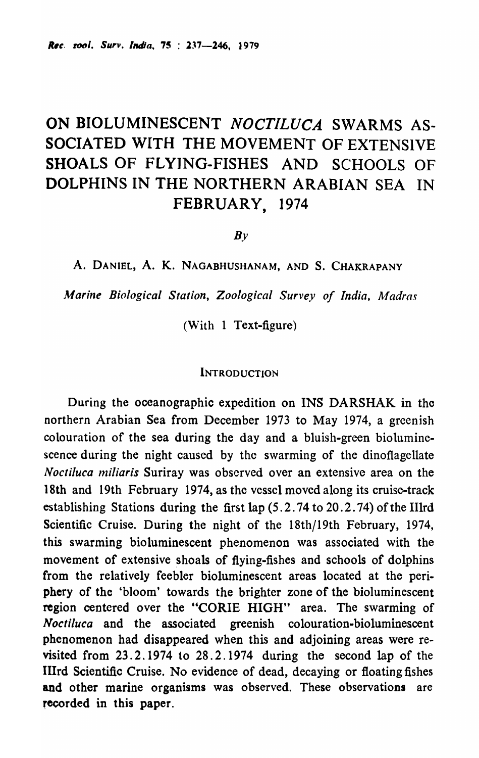# ON BIOLUMINESCENT *NOCTILUCA* SWARMS ASSOCIATED WITH THE MOVEMENT OF EXTENSIVE SHOALS OF FLYING-FISHES AND SCHOOLS OF DOLPHINS IN THE NORTHERN ARABIAN SEA IN FEBRUARY, 1974

*By*

A. DANIEL, A. K. NAGABHUSHANAM, AND S. CHAKRAPANY

*Marine Biological Station, Zoological Survey of India, Madras*

(With 1 Text-figure)

## INTRODUCTION

During the oceanographic expedition on INS DARSHAK in the northern Arabian Sea from December 1973 to May 1974, a greenish colouration of the sea during the day and a bluish-green bioluminescence during the night caused by the swarming of the dinoflagellate *Noctiluca miliaris* Suriray was observed over an extensive area on the 18th and 19th February 1974, as the vessel moved along its cruise-track establishing Stations during the first lap (5.2.74 to 20.2.74) of the IIIrd Scientific Cruise. During the night of the 18th/19th February, 1974, this swarming bioluminescent phenomenon was associated with the movement of extensive shoals of flying-fishes and schools of dolphins from the relatively feebler bioluminescent areas located at the periphery of the 'bloom' towards the brighter zone of the bioluminescent region centered over the "CORIE HIGH" area. The swarming of *Noctiluca* and the associated greenish colouration-bioluminescent phenomenon had disappeared when this and adjoining areas were revisited from 23.2.1974 to 28.2.1974 during the second lap of the IIIrd Scientific Cruise. No evidence of dead, decaying or floating fishes and other marine organisms was observed. These observations are recorded in this paper.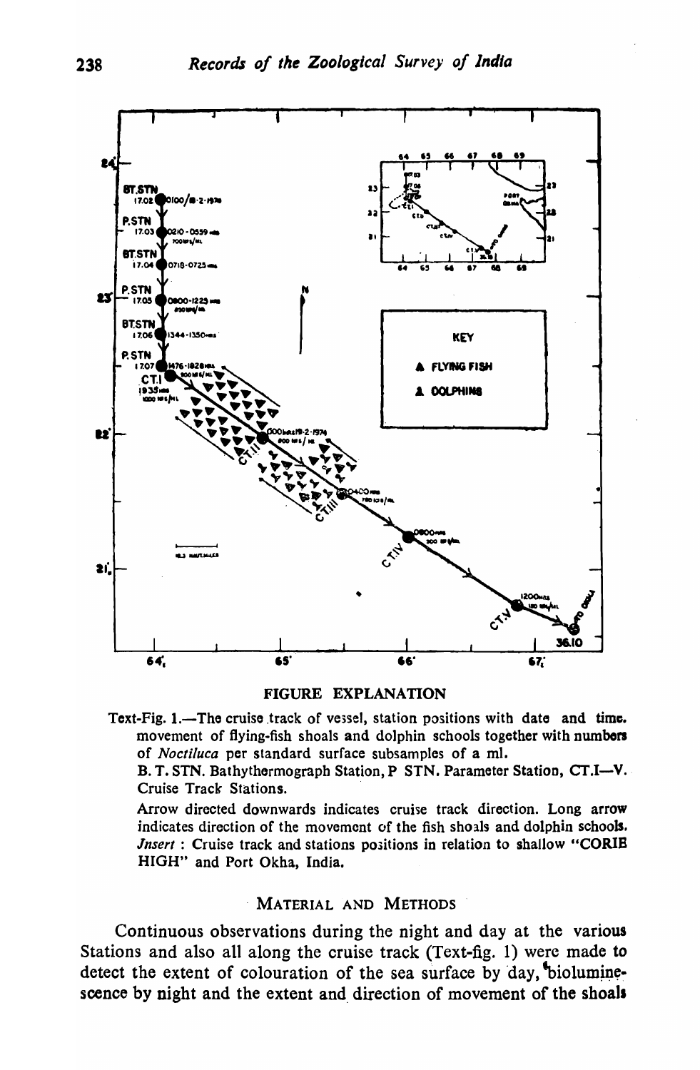FIGURE EXPLANATION

Text-Fig. 1.—The cruise track of vessel, station positions with date and time, movement of flying-fish shoals and dolphin schools together with numbers of *Noctiluca* per standard surface subsamples of a ml.

B. T. STN. Bathythermograph Station, P STN. Parameter Station, CT.I—V. Cruise Track Stations.

Arrow directed downwards indicates cruise track direction. Long arrow indicates direction of the movement of the fish shoals and dolphin schools. *Insert* : Cruise track and stations positions in relation to shallow "CORIE HIGH" and Port Okha, India.

## MATERIAL AND METHODS

Continuous observations during the night and day at the various Stations and also all along the cruise track (Text-fig. 1) were made to detect the extent of colouration of the sea surface by day, bioluminescence by night and the extent and direction of movement of the shoals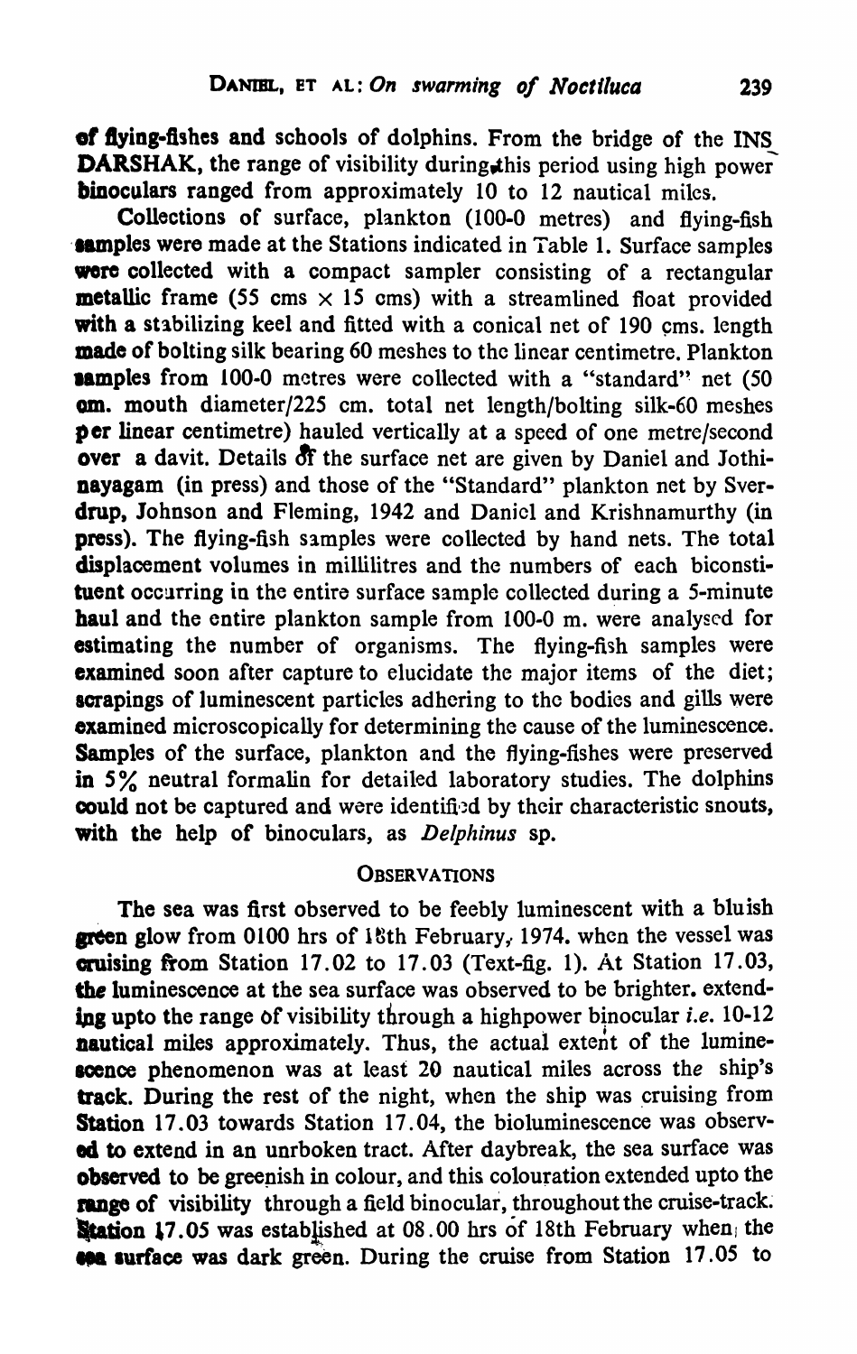of flying-fishes and schools of dolphins. From the bridge of the INS DARSHAK, the range of visibility during this period using high power binoculars ranged from approximately 10 to 12 nautical miles.

Collections of surface, plankton (100-0 metres) and flying-fish samples were made at the Stations indicated in Table 1. Surface samples were collected with a compact sampler consisting of a rectangular metallic frame (55 cms × 15 cms) with a streamlined float provided with a stabilizing keel and fitted with a conical net of 190 cms. length made of bolting silk bearing 60 meshes to the linear centimetre. Plankton samples from 100-0 metres were collected with a "standard" net (50 cm. mouth diameter/225 cm. total net length/bolting silk-60 meshes per linear centimetre) hauled vertically at a speed of one metre/second over a davit. Details of the surface net are given by Daniel and Jothinayagam (in press) and those of the "Standard" plankton net by Sverdrup, Johnson and Fleming, 1942 and Daniel and Krishnamurthy (in press). The flying-fish samples were collected by hand nets. The total displacement volumes in millilitres and the numbers of each biconstituent occurring in the entire surface sample collected during a 5-minute haul and the entire plankton sample from 100-0 m. were analysed for estimating the number of organisms. The flying-fish samples were examined soon after capture to elucidate the major items of the diet; scrapings of luminescent particles adhering to the bodies and gills were examined microscopically for determining the cause of the luminescence. Samples of the surface, plankton and the flying-fishes were preserved in 5% neutral formalin for detailed laboratory studies. The dolphins could not be captured and were identified by their characteristic snouts, with the help of binoculars, as *Delphinus* sp.

## OBSERVATIONS

The sea was first observed to be feebly luminescent with a bluish green glow from 0100 hrs of 18th February, 1974. when the vessel was cruising from Station 17.02 to 17.03 (Text-fig. 1). At Station 17.03, the luminescence at the sea surface was observed to be brighter. extending upto the range of visibility through a highpower binocular *i.e.* 10-12 nautical miles approximately. Thus, the actual extent of the luminescence phenomenon was at least 20 nautical miles across the ship's track. During the rest of the night, when the ship was cruising from Station 17.03 towards Station 17.04, the bioluminescence was observed to extend in an unrboken tract. After daybreak, the sea surface was observed to be greenish in colour, and this colouration extended upto the range of visibility through a field binocular, throughout the cruise-track. Station 17.05 was established at 08.00 hrs of 18th February when the sea surface was dark green. During the cruise from Station 17.05 to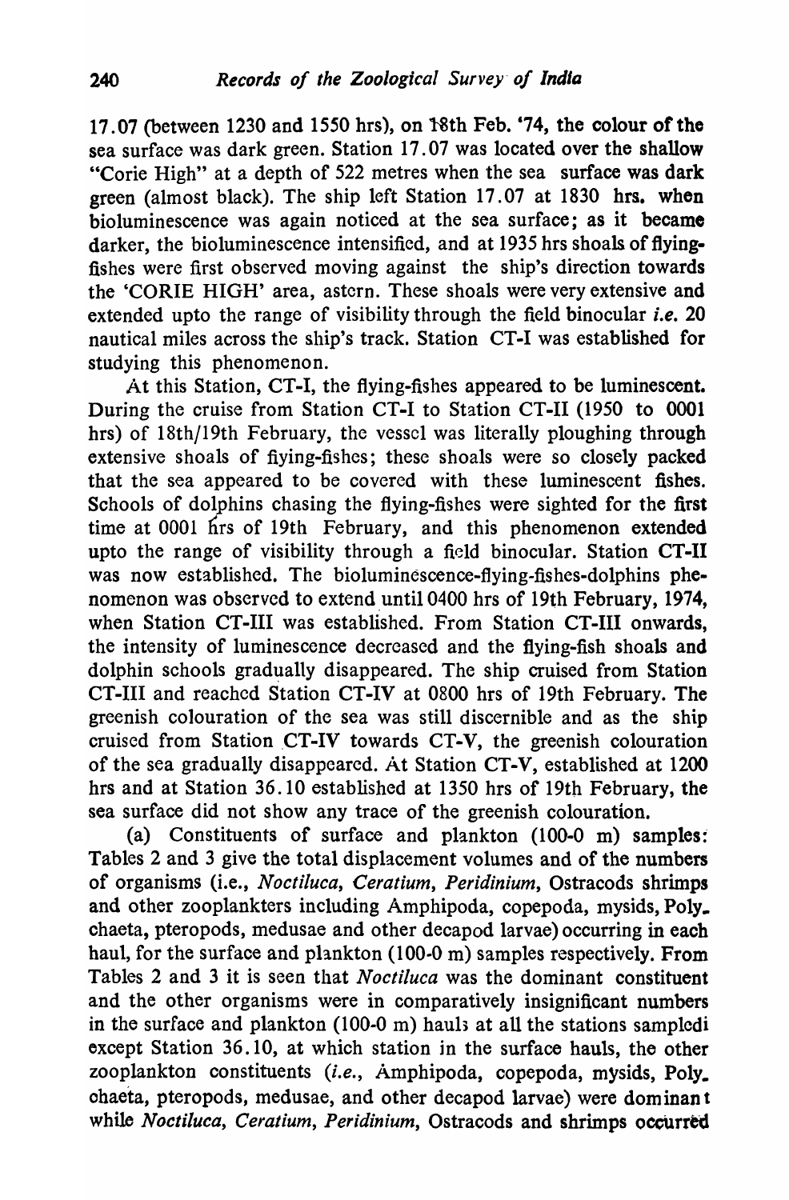17.07 (between 1230 and 1550 hrs), on 18th Feb. '74, the colour of the sea surface was dark green. Station 17.07 was located over the shallow "Corie High" at a depth of 522 metres when the sea surface was dark green (almost black). The ship left Station 17.07 at 1830 hrs. when bioluminescence was again noticed at the sea surface; as it became darker, the bioluminescence intensified, and at 1935 hrs shoals of flying-fishes were first observed moving against the ship's direction towards the 'CORIE HIGH' area, astern. These shoals were very extensive and extended upto the range of visibility through the field binocular *i.e.* 20 nautical miles across the ship's track. Station CT-I was established for studying this phenomenon.

At this Station, CT-I, the flying-fishes appeared to be luminescent. During the cruise from Station CT-I to Station CT-II (1950 to 0001 hrs) of 18th/19th February, the vessel was literally ploughing through extensive shoals of fiying-fishes; these shoals were so closely packed that the sea appeared to be covered with these luminescent fishes. Schools of dolphins chasing the flying-fishes were sighted for the first time at 0001 hrs of 19th February, and this phenomenon extended upto the range of visibility through a field binocular. Station CT-II was now established. The bioluminescence-flying-fishes-dolphins phenomenon was observed to extend until 0400 hrs of 19th February, 1974, when Station CT-III was established. From Station CT-III onwards, the intensity of luminescence decreased and the flying-fish shoals and dolphin schools gradually disappeared. The ship cruised from Station CT-III and reached Station CT-IV at 0800 hrs of 19th February. The greenish colouration of the sea was still discernible and as the ship cruised from Station CT-IV towards CT-V, the greenish colouration of the sea gradually disappeared. At Station CT-V, established at 1200 hrs and at Station 36.10 established at 1350 hrs of 19th February, the sea surface did not show any trace of the greenish colouration.

(a) Constituents of surface and plankton (100-0 m) samples: Tables 2 and 3 give the total displacement volumes and of the numbers of organisms (i.e., *Noctiluca*, *Ceratium*, *Peridinium*, Ostracods shrimps and other zooplankters including Amphipoda, copepoda, mysids, Poly-chaeta, pteropods, medusae and other decapod larvae) occurring in each haul, for the surface and plankton (100-0 m) samples respectively. From Tables 2 and 3 it is seen that *Noctiluca* was the dominant constituent and the other organisms were in comparatively insignificant numbers in the surface and plankton (100-0 m) hauls at all the stations sampledi except Station 36.10, at which station in the surface hauls, the other zooplankton constituents (*i.e.*, Amphipoda, copepoda, mysids, Poly-chaeta, pteropods, medusae, and other decapod larvae) were dominant while *Noctiluca*, *Ceratium*, *Peridinium*, Ostracods and shrimps occurred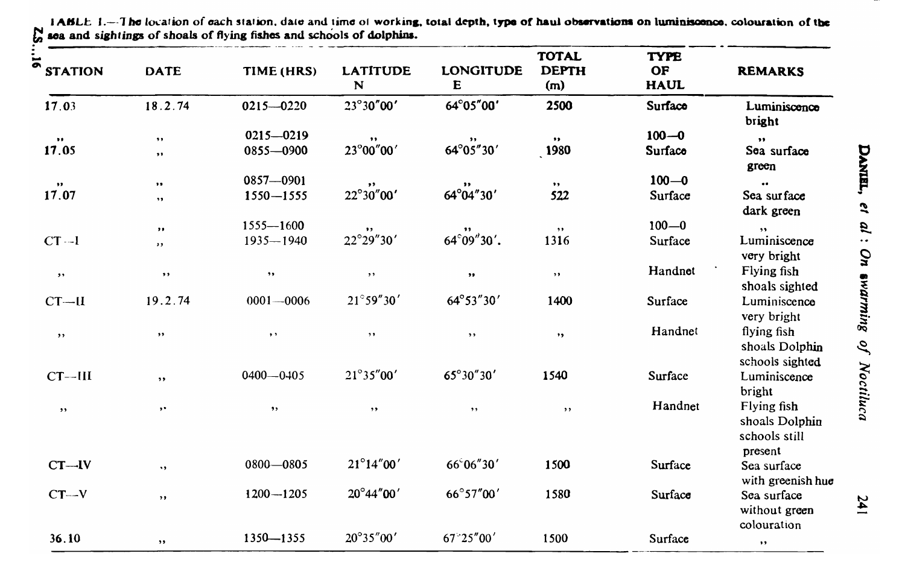TABLE 1.—The location of each station, date and time of working, total depth, type of haul observations on luminiscence, colouration of the sea and sightings of shoals of flying fishes and schools of dolphins.

| STATION | DATE | TIME (HRS) | LATITUDE N | LONGITUDE E | TOTAL DEPTH (m) | TYPE OF HAUL | REMARKS |
|---|---|---|---|---|---|---|---|
| 17.03 | 18.2.74 | 0215—0220 | 23°30″00′ | 64°05″00′ | 2500 | Surface | Luminiscence bright |
| ,, | ,, | 0215—0219 | ,, | ,, | ,, | 100—0 | ,, |
| 17.05 | ,, | 0855—0900 | 23°00″00′ | 64°05″30′ | 1980 | Surface | Sea surface green |
| ,, | ,, | 0857—0901 | ,, | ,, | ,, | 100—0 | ,, |
| 17.07 | ,, | 1550—1555 | 22°30″00′ | 64°04″30′ | 522 | Surface | Sea surface dark green |
| | ,, | 1555—1600 | ,, | ,, | ,, | 100—0 | ,, |
| CT—I | ,, | 1935—1940 | 22°29″30′ | 64°09″30′. | 1316 | Surface | Luminiscence very bright |
| ,, | ,, | ,, | ,, | ,, | ,, | Handnet | Flying fish shoals sighted |
| CT—II | 19.2.74 | 0001—0006 | 21°59″30′ | 64°53″30′ | 1400 | Surface | Luminiscence very bright |
| ,, | ,, | ,, | ,, | ,, | ,, | Handnet | flying fish shoals Dolphin schools sighted |
| CT—III | ,, | 0400—0405 | 21°35″00′ | 65°30″30′ | 1540 | Surface | Luminiscence bright |
| ,, | ,, | ,, | ,, | ,, | ,, | Handnet | Flying fish shoals Dolphin schools still present |
| CT—IV | ,, | 0800—0805 | 21°14″00′ | 66°06″30′ | 1500 | Surface | Sea surface with greenish hue |
| CT—V | ,, | 1200—1205 | 20°44″00′ | 66°57″00′ | 1580 | Surface | Sea surface without green colouration |
| 36.10 | ,, | 1350—1355 | 20°35″00′ | 67°25″00′ | 1500 | Surface | ,, |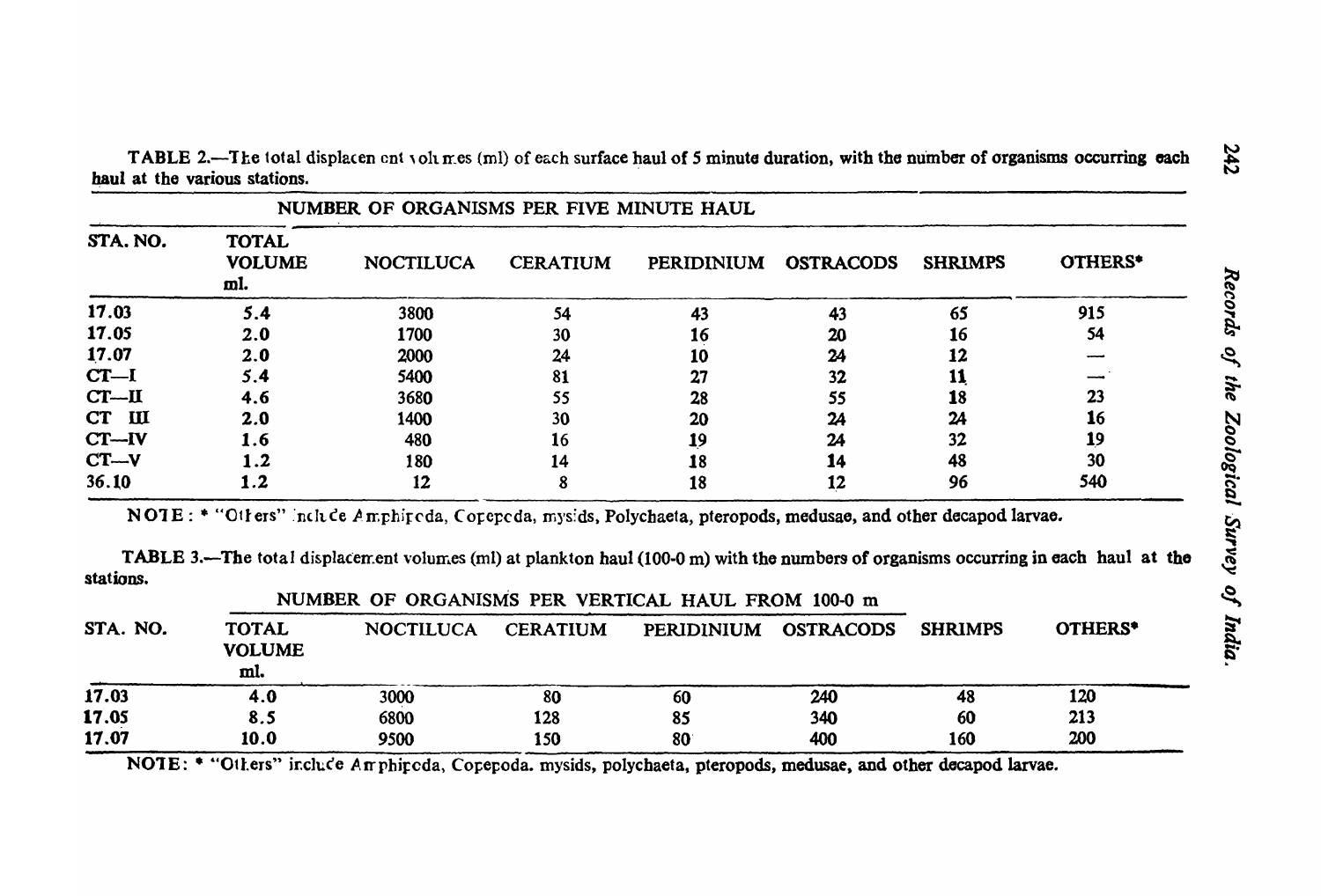TABLE 2.—The total displacement volumes (ml) of each surface haul of 5 minute duration, with the number of organisms occurring each haul at the various stations.

| STA. NO. | NUMBER OF ORGANISMS PER FIVE MINUTE HAUL | | | | | | |
|---|---|---|---|---|---|---|---|
| | TOTAL VOLUME ml. | NOCTILUCA | CERATIUM | PERIDINIUM | OSTRACODS | SHRIMPS | OTHERS* |
| 17.03 | 5.4 | 3800 | 54 | 43 | 43 | 65 | 915 |
| 17.05 | 2.0 | 1700 | 30 | 16 | 20 | 16 | 54 |
| 17.07 | 2.0 | 2000 | 24 | 10 | 24 | 12 | — |
| CT—I | 5.4 | 5400 | 81 | 27 | 32 | 11 | — |
| CT—II | 4.6 | 3680 | 55 | 28 | 55 | 18 | 23 |
| CT III | 2.0 | 1400 | 30 | 20 | 24 | 24 | 16 |
| CT—IV | 1.6 | 480 | 16 | 19 | 24 | 32 | 19 |
| CT—V | 1.2 | 180 | 14 | 18 | 14 | 48 | 30 |
| 36.10 | 1.2 | 12 | 8 | 18 | 12 | 96 | 540 |

NOTE: * "Others" include Amphipoda, Copepoda, mysids, Polychaeta, pteropods, medusae, and other decapod larvae.

TABLE 3.—The total displacement volumes (ml) at plankton haul (100-0 m) with the numbers of organisms occurring in each haul at the stations.

| STA. NO. | NUMBER OF ORGANISMS PER VERTICAL HAUL FROM 100-0 m | | | | | | |
|---|---|---|---|---|---|---|---|
| | TOTAL VOLUME ml. | NOCTILUCA | CERATIUM | PERIDINIUM | OSTRACODS | SHRIMPS | OTHERS* |
| 17.03 | 4.0 | 3000 | 80 | 60 | 240 | 48 | 120 |
| 17.05 | 8.5 | 6800 | 128 | 85 | 340 | 60 | 213 |
| 17.07 | 10.0 | 9500 | 150 | 80 | 400 | 160 | 200 |

NOTE: * "Others" include Amphipoda, Copepoda. mysids, polychaeta, pteropods, medusae, and other decapod larvae.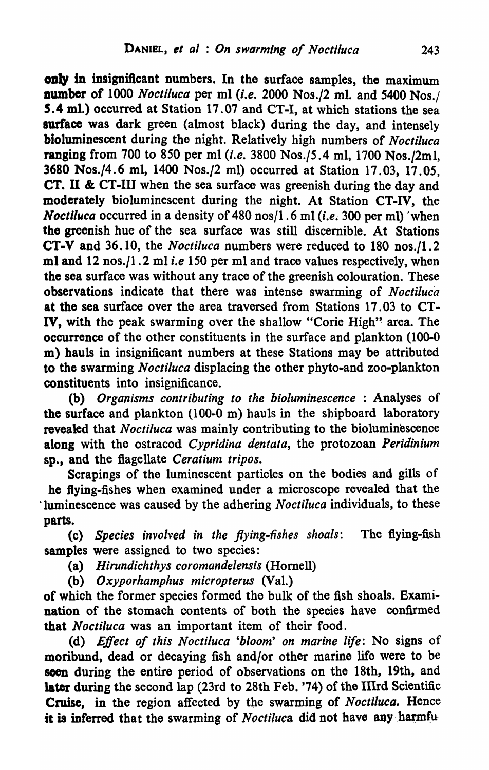only in insignificant numbers. In the surface samples, the maximum number of 1000 *Noctiluca* per ml (*i.e.* 2000 Nos./2 ml. and 5400 Nos./ 5.4 ml.) occurred at Station 17.07 and CT-I, at which stations the sea surface was dark green (almost black) during the day, and intensely bioluminescent during the night. Relatively high numbers of *Noctiluca* ranging from 700 to 850 per ml (*i.e.* 3800 Nos./5.4 ml, 1700 Nos./2ml, 3680 Nos./4.6 ml, 1400 Nos./2 ml) occurred at Station 17.03, 17.05, CT. II & CT-III when the sea surface was greenish during the day and moderately bioluminescent during the night. At Station CT-IV, the *Noctiluca* occurred in a density of 480 nos/1.6 ml (*i.e.* 300 per ml) when the greenish hue of the sea surface was still discernible. At Stations CT-V and 36.10, the *Noctiluca* numbers were reduced to 180 nos./1.2 ml and 12 nos./1.2 ml *i.e* 150 per ml and trace values respectively, when the sea surface was without any trace of the greenish colouration. These observations indicate that there was intense swarming of *Noctiluca* at the sea surface over the area traversed from Stations 17.03 to CT-IV, with the peak swarming over the shallow "Corie High" area. The occurrence of the other constituents in the surface and plankton (100-0 m) hauls in insignificant numbers at these Stations may be attributed to the swarming *Noctiluca* displacing the other phyto-and zoo-plankton constituents into insignificance.

(b) *Organisms contributing to the bioluminescence* : Analyses of the surface and plankton (100-0 m) hauls in the shipboard laboratory revealed that *Noctiluca* was mainly contributing to the bioluminescence along with the ostracod *Cypridina dentata*, the protozoan *Peridinium* sp., and the flagellate *Ceratium tripos*.

Scrapings of the luminescent particles on the bodies and gills of he flying-fishes when examined under a microscope revealed that the luminescence was caused by the adhering *Noctiluca* individuals, to these parts.

(c) *Species involved in the flying-fishes shoals*: The flying-fish samples were assigned to two species:

(a) *Hirundichthys coromandelensis* (Hornell)

(b) *Oxyporhamphus micropterus* (Val.)

of which the former species formed the bulk of the fish shoals. Examination of the stomach contents of both the species have confirmed that *Noctiluca* was an important item of their food.

(d) *Effect of this Noctiluca 'bloom' on marine life*: No signs of moribund, dead or decaying fish and/or other marine life were to be seen during the entire period of observations on the 18th, 19th, and later during the second lap (23rd to 28th Feb. '74) of the IIIrd Scientific Cruise, in the region affected by the swarming of *Noctiluca*. Hence it is inferred that the swarming of *Noctiluca* did not have any harmfu-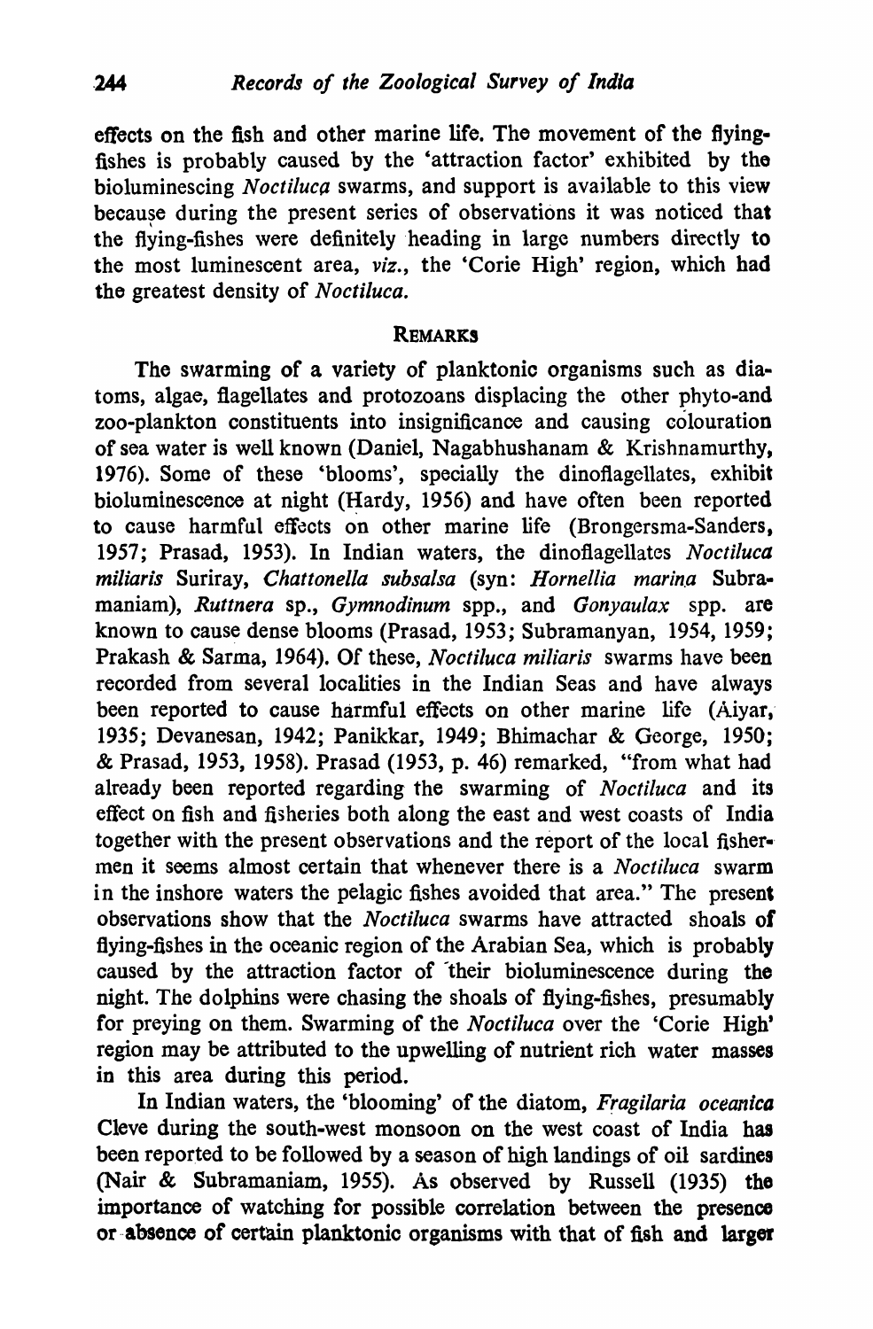effects on the fish and other marine life. The movement of the flying-fishes is probably caused by the 'attraction factor' exhibited by the bioluminescing *Noctiluca* swarms, and support is available to this view because during the present series of observations it was noticed that the flying-fishes were definitely heading in large numbers directly to the most luminescent area, *viz.*, the 'Corie High' region, which had the greatest density of *Noctiluca.*

## REMARKS

The swarming of a variety of planktonic organisms such as diatoms, algae, flagellates and protozoans displacing the other phyto-and zoo-plankton constituents into insignificance and causing colouration of sea water is well known (Daniel, Nagabhushanam & Krishnamurthy, 1976). Some of these 'blooms', specially the dinoflagellates, exhibit bioluminescence at night (Hardy, 1956) and have often been reported to cause harmful effects on other marine life (Brongersma-Sanders, 1957; Prasad, 1953). In Indian waters, the dinoflagellates *Noctiluca miliaris* Suriray, *Chattonella subsalsa* (syn: *Hornellia marina* Subramaniam), *Ruttnera* sp., *Gymnodinum* spp., and *Gonyaulax* spp. are known to cause dense blooms (Prasad, 1953; Subramanyan, 1954, 1959; Prakash & Sarma, 1964). Of these, *Noctiluca miliaris* swarms have been recorded from several localities in the Indian Seas and have always been reported to cause harmful effects on other marine life (Aiyar, 1935; Devanesan, 1942; Panikkar, 1949; Bhimachar & George, 1950; & Prasad, 1953, 1958). Prasad (1953, p. 46) remarked, "from what had already been reported regarding the swarming of *Noctiluca* and its effect on fish and fisheries both along the east and west coasts of India together with the present observations and the report of the local fishermen it seems almost certain that whenever there is a *Noctiluca* swarm in the inshore waters the pelagic fishes avoided that area." The present observations show that the *Noctiluca* swarms have attracted shoals of flying-fishes in the oceanic region of the Arabian Sea, which is probably caused by the attraction factor of their bioluminescence during the night. The dolphins were chasing the shoals of flying-fishes, presumably for preying on them. Swarming of the *Noctiluca* over the 'Corie High' region may be attributed to the upwelling of nutrient rich water masses in this area during this period.

In Indian waters, the 'blooming' of the diatom, *Fragilaria oceanica* Cleve during the south-west monsoon on the west coast of India has been reported to be followed by a season of high landings of oil sardines (Nair & Subramaniam, 1955). As observed by Russell (1935) the importance of watching for possible correlation between the presence or absence of certain planktonic organisms with that of fish and larger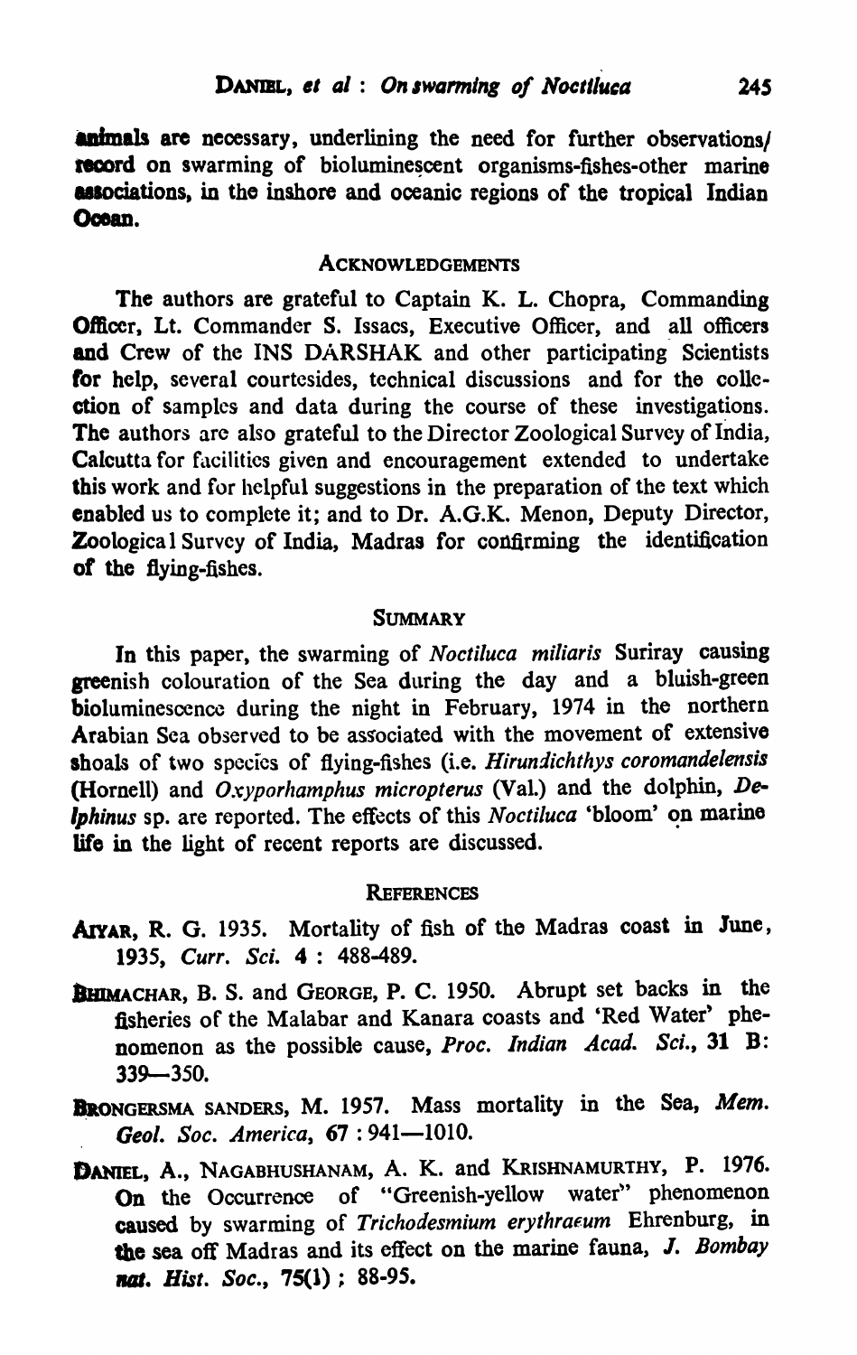animals are necessary, underlining the need for further observations/ record on swarming of bioluminescent organisms-fishes-other marine associations, in the inshore and oceanic regions of the tropical Indian Ocean.

## Acknowledgements

The authors are grateful to Captain K. L. Chopra, Commanding Officer, Lt. Commander S. Issacs, Executive Officer, and all officers and Crew of the INS DARSHAK and other participating Scientists for help, several courtesides, technical discussions and for the collection of samples and data during the course of these investigations. The authors are also grateful to the Director Zoological Survey of India, Calcutta for facilities given and encouragement extended to undertake this work and for helpful suggestions in the preparation of the text which enabled us to complete it; and to Dr. A.G.K. Menon, Deputy Director, Zoological Survey of India, Madras for confirming the identification of the flying-fishes.

## Summary

In this paper, the swarming of *Noctiluca miliaris* Suriray causing greenish colouration of the Sea during the day and a bluish-green bioluminescence during the night in February, 1974 in the northern Arabian Sea observed to be associated with the movement of extensive shoals of two species of flying-fishes (i.e. *Hirundichthys coromandelensis* (Hornell) and *Oxyporhamphus micropterus* (Val.) and the dolphin, *Delphinus* sp. are reported. The effects of this *Noctiluca* 'bloom' on marine life in the light of recent reports are discussed.

## References

AIYAR, R. G. 1935. Mortality of fish of the Madras coast in June, 1935, *Curr. Sci.* **4** : 488-489.

BHIMACHAR, B. S. and GEORGE, P. C. 1950. Abrupt set backs in the fisheries of the Malabar and Kanara coasts and 'Red Water' phenomenon as the possible cause, *Proc. Indian Acad. Sci.*, **31 B**: 339—350.

BRONGERSMA SANDERS, M. 1957. Mass mortality in the Sea, *Mem. Geol. Soc. America*, **67** : 941—1010.

DANIEL, A., NAGABHUSHANAM, A. K. and KRISHNAMURTHY, P. 1976. On the Occurrence of "Greenish-yellow water" phenomenon caused by swarming of *Trichodesmium erythraeum* Ehrenburg, in the sea off Madras and its effect on the marine fauna, *J. Bombay nat. Hist. Soc.*, **75(1)** ; 88-95.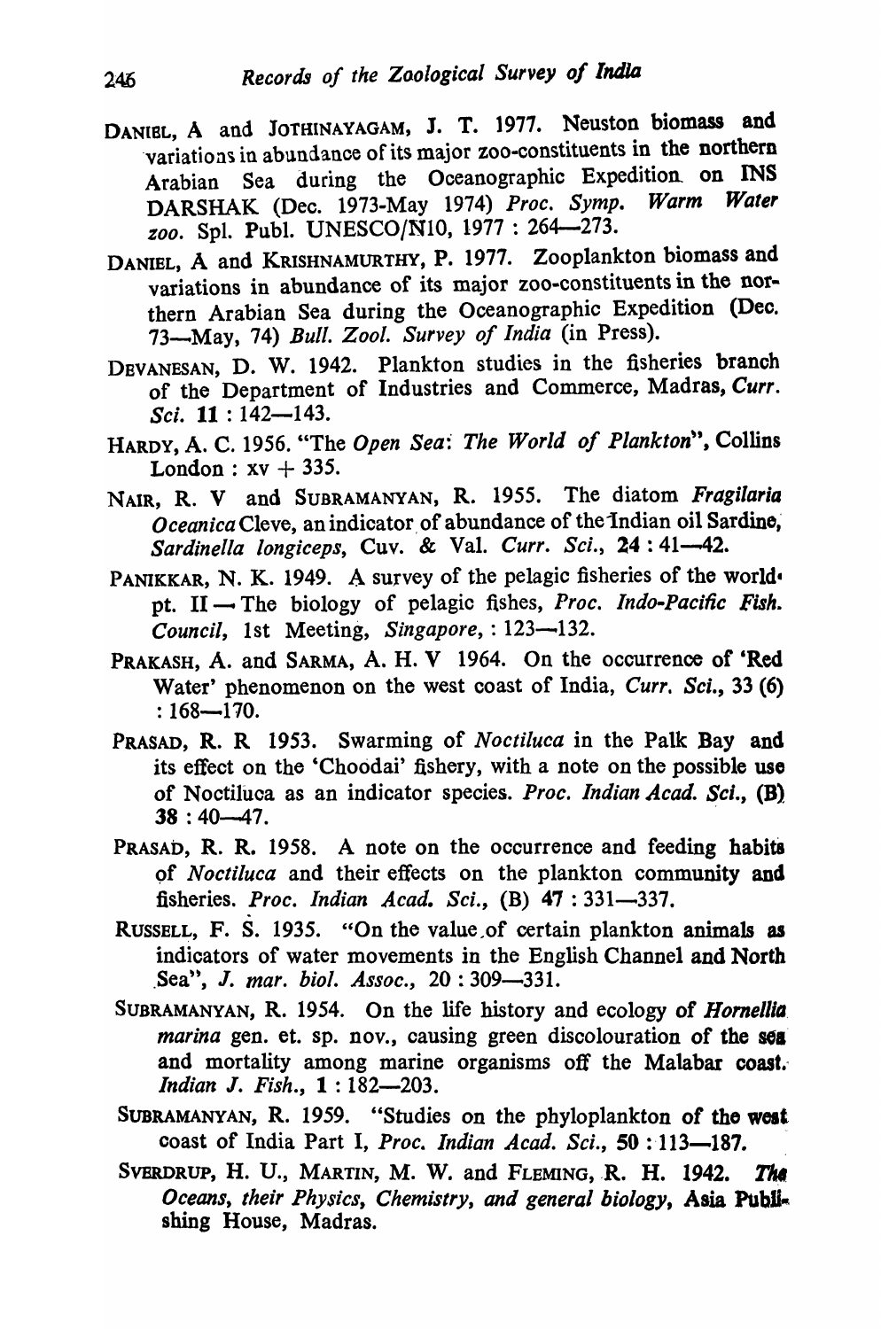DANIEL, A and JOTHINAYAGAM, J. T. 1977. Neuston biomass and variations in abundance of its major zoo-constituents in the northern Arabian Sea during the Oceanographic Expedition on INS DARSHAK (Dec. 1973-May 1974) *Proc. Symp. Warm Water zoo.* Spl. Publ. UNESCO/N10, 1977 : 264—273.

DANIEL, A and KRISHNAMURTHY, P. 1977. Zooplankton biomass and variations in abundance of its major zoo-constituents in the northern Arabian Sea during the Oceanographic Expedition (Dec. 73—May, 74) *Bull. Zool. Survey of India* (in Press).

DEVANESAN, D. W. 1942. Plankton studies in the fisheries branch of the Department of Industries and Commerce, Madras, *Curr. Sci.* **11** : 142—143.

HARDY, A. C. 1956. "The *Open Sea: The World of Plankton*", Collins London : xv + 335.

NAIR, R. V and SUBRAMANYAN, R. 1955. The diatom *Fragilaria Oceanica* Cleve, an indicator of abundance of the Indian oil Sardine, *Sardinella longiceps*, Cuv. & Val. *Curr. Sci.*, **24** : 41—42.

PANIKKAR, N. K. 1949. A survey of the pelagic fisheries of the world. pt. II — The biology of pelagic fishes, *Proc. Indo-Pacific Fish. Council*, 1st Meeting, *Singapore*, : 123—132.

PRAKASH, A. and SARMA, A. H. V 1964. On the occurrence of 'Red Water' phenomenon on the west coast of India, *Curr. Sci.*, 33 (6) : 168—170.

PRASAD, R. R 1953. Swarming of *Noctiluca* in the Palk Bay and its effect on the 'Choodai' fishery, with a note on the possible use of Noctiluca as an indicator species. *Proc. Indian Acad. Sci.*, **(B)** **38** : 40—47.

PRASAD, R. R. 1958. A note on the occurrence and feeding habits of *Noctiluca* and their effects on the plankton community and fisheries. *Proc. Indian Acad. Sci.*, (B) **47** : 331—337.

RUSSELL, F. S. 1935. "On the value of certain plankton animals as indicators of water movements in the English Channel and North Sea", *J. mar. biol. Assoc.*, 20 : 309—331.

SUBRAMANYAN, R. 1954. On the life history and ecology of *Hornellia marina* gen. et. sp. nov., causing green discolouration of the sea and mortality among marine organisms off the Malabar coast. *Indian J. Fish.*, **1** : 182—203.

SUBRAMANYAN, R. 1959. "Studies on the phyloplankton of the west coast of India Part I, *Proc. Indian Acad. Sci.*, **50** : 113—187.

SVERDRUP, H. U., MARTIN, M. W. and FLEMING, R. H. 1942. ***The Oceans, their Physics, Chemistry, and general biology***, **Asia Publishing House**, Madras.